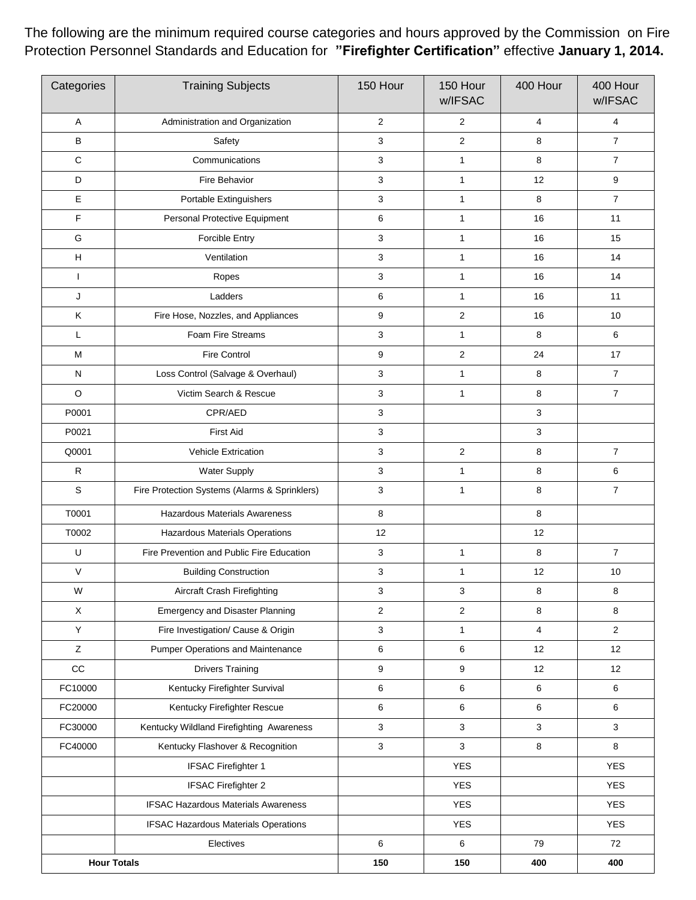The following are the minimum required course categories and hours approved by the Commission on Fire Protection Personnel Standards and Education for **"Firefighter Certification"** effective **January 1, 2014.**

| Categories | Training Subjects | 150 Hour | 150 Hour w/IFSAC | 400 Hour | 400 Hour w/IFSAC |
|---|---|---|---|---|---|
| A | Administration and Organization | 2 | 2 | 4 | 4 |
| B | Safety | 3 | 2 | 8 | 7 |
| C | Communications | 3 | 1 | 8 | 7 |
| D | Fire Behavior | 3 | 1 | 12 | 9 |
| E | Portable Extinguishers | 3 | 1 | 8 | 7 |
| F | Personal Protective Equipment | 6 | 1 | 16 | 11 |
| G | Forcible Entry | 3 | 1 | 16 | 15 |
| H | Ventilation | 3 | 1 | 16 | 14 |
| I | Ropes | 3 | 1 | 16 | 14 |
| J | Ladders | 6 | 1 | 16 | 11 |
| K | Fire Hose, Nozzles, and Appliances | 9 | 2 | 16 | 10 |
| L | Foam Fire Streams | 3 | 1 | 8 | 6 |
| M | Fire Control | 9 | 2 | 24 | 17 |
| N | Loss Control (Salvage & Overhaul) | 3 | 1 | 8 | 7 |
| O | Victim Search & Rescue | 3 | 1 | 8 | 7 |
| P0001 | CPR/AED | 3 | | 3 | |
| P0021 | First Aid | 3 | | 3 | |
| Q0001 | Vehicle Extrication | 3 | 2 | 8 | 7 |
| R | Water Supply | 3 | 1 | 8 | 6 |
| S | Fire Protection Systems (Alarms & Sprinklers) | 3 | 1 | 8 | 7 |
| T0001 | Hazardous Materials Awareness | 8 | | 8 | |
| T0002 | Hazardous Materials Operations | 12 | | 12 | |
| U | Fire Prevention and Public Fire Education | 3 | 1 | 8 | 7 |
| V | Building Construction | 3 | 1 | 12 | 10 |
| W | Aircraft Crash Firefighting | 3 | 3 | 8 | 8 |
| X | Emergency and Disaster Planning | 2 | 2 | 8 | 8 |
| Y | Fire Investigation/ Cause & Origin | 3 | 1 | 4 | 2 |
| Z | Pumper Operations and Maintenance | 6 | 6 | 12 | 12 |
| CC | Drivers Training | 9 | 9 | 12 | 12 |
| FC10000 | Kentucky Firefighter Survival | 6 | 6 | 6 | 6 |
| FC20000 | Kentucky Firefighter Rescue | 6 | 6 | 6 | 6 |
| FC30000 | Kentucky Wildland Firefighting Awareness | 3 | 3 | 3 | 3 |
| FC40000 | Kentucky Flashover & Recognition | 3 | 3 | 8 | 8 |
| | IFSAC Firefighter 1 | | YES | | YES |
| | IFSAC Firefighter 2 | | YES | | YES |
| | IFSAC Hazardous Materials Awareness | | YES | | YES |
| | IFSAC Hazardous Materials Operations | | YES | | YES |
| | Electives | 6 | 6 | 79 | 72 |
| **Hour Totals** | | **150** | **150** | **400** | **400** |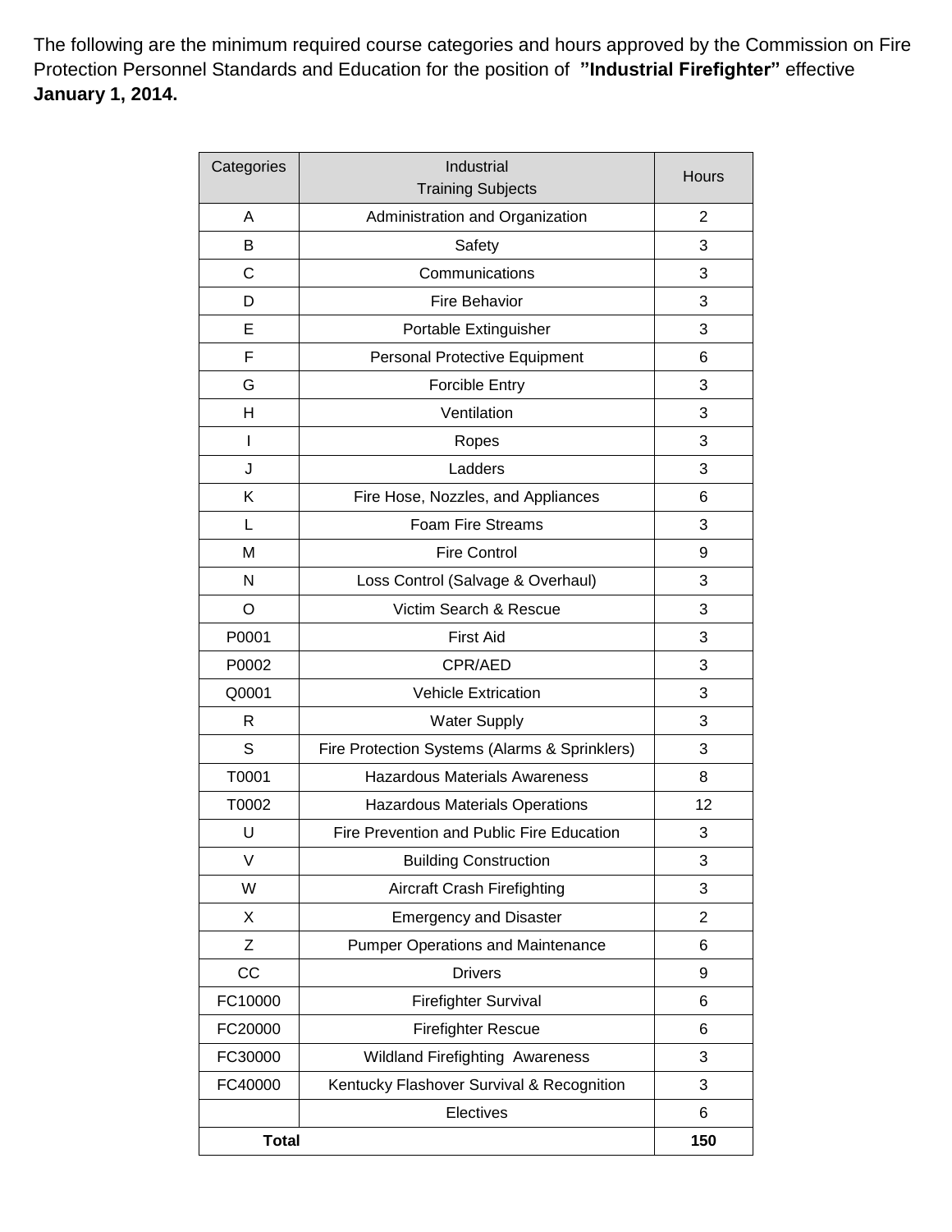The following are the minimum required course categories and hours approved by the Commission on Fire Protection Personnel Standards and Education for the position of **"Industrial Firefighter"** effective **January 1, 2014.**

| Categories | Industrial Training Subjects | Hours |
|---|---|---|
| A | Administration and Organization | 2 |
| B | Safety | 3 |
| C | Communications | 3 |
| D | Fire Behavior | 3 |
| E | Portable Extinguisher | 3 |
| F | Personal Protective Equipment | 6 |
| G | Forcible Entry | 3 |
| H | Ventilation | 3 |
| I | Ropes | 3 |
| J | Ladders | 3 |
| K | Fire Hose, Nozzles, and Appliances | 6 |
| L | Foam Fire Streams | 3 |
| M | Fire Control | 9 |
| N | Loss Control (Salvage & Overhaul) | 3 |
| O | Victim Search & Rescue | 3 |
| P0001 | First Aid | 3 |
| P0002 | CPR/AED | 3 |
| Q0001 | Vehicle Extrication | 3 |
| R | Water Supply | 3 |
| S | Fire Protection Systems (Alarms & Sprinklers) | 3 |
| T0001 | Hazardous Materials Awareness | 8 |
| T0002 | Hazardous Materials Operations | 12 |
| U | Fire Prevention and Public Fire Education | 3 |
| V | Building Construction | 3 |
| W | Aircraft Crash Firefighting | 3 |
| X | Emergency and Disaster | 2 |
| Z | Pumper Operations and Maintenance | 6 |
| CC | Drivers | 9 |
| FC10000 | Firefighter Survival | 6 |
| FC20000 | Firefighter Rescue | 6 |
| FC30000 | Wildland Firefighting Awareness | 3 |
| FC40000 | Kentucky Flashover Survival & Recognition | 3 |
| | Electives | 6 |
| **Total** | | **150** |